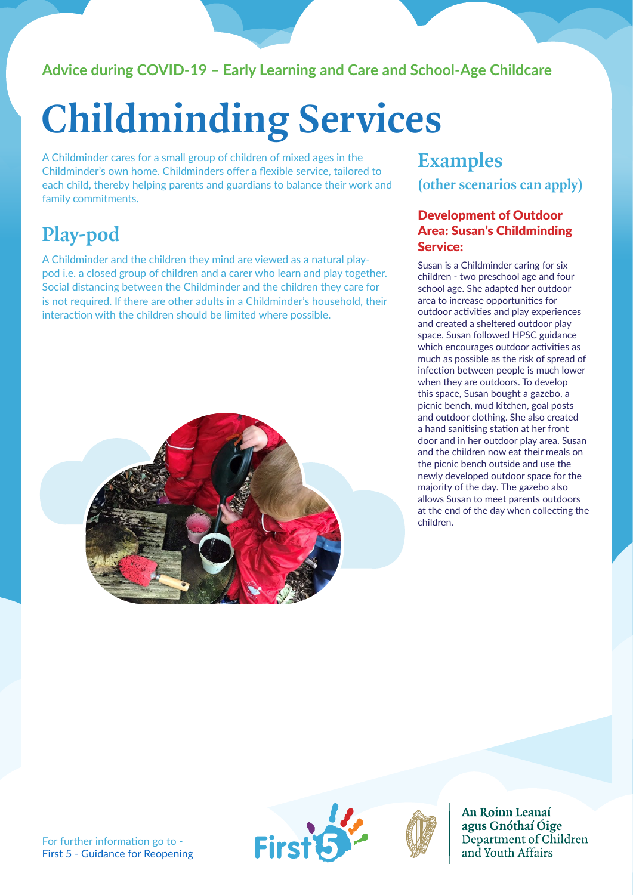Advice during COVID-19 – Early Learning and Care and School-Age Childcare

# Childminding Services

A Childminder cares for a small group of children of mixed ages in the Childminder's own home. Childminders offer a flexible service, tailored to each child, thereby helping parents and guardians to balance their work and family commitments.

## Play-pod

A Childminder and the children they mind are viewed as a natural play-pod i.e. a closed group of children and a carer who learn and play together. Social distancing between the Childminder and the children they care for is not required. If there are other adults in a Childminder's household, their interaction with the children should be limited where possible.

## Examples

**(other scenarios can apply)**

### Development of Outdoor Area: Susan's Childminding Service:

Susan is a Childminder caring for six children - two preschool age and four school age. She adapted her outdoor area to increase opportunities for outdoor activities and play experiences and created a sheltered outdoor play space. Susan followed HPSC guidance which encourages outdoor activities as much as possible as the risk of spread of infection between people is much lower when they are outdoors. To develop this space, Susan bought a gazebo, a picnic bench, mud kitchen, goal posts and outdoor clothing. She also created a hand sanitising station at her front door and in her outdoor play area. Susan and the children now eat their meals on the picnic bench outside and use the newly developed outdoor space for the majority of the day. The gazebo also allows Susan to meet parents outdoors at the end of the day when collecting the children.

For further information go to - First 5 - Guidance for Reopening

An Roinn Leanaí agus Gnóthaí Óige
Department of Children and Youth Affairs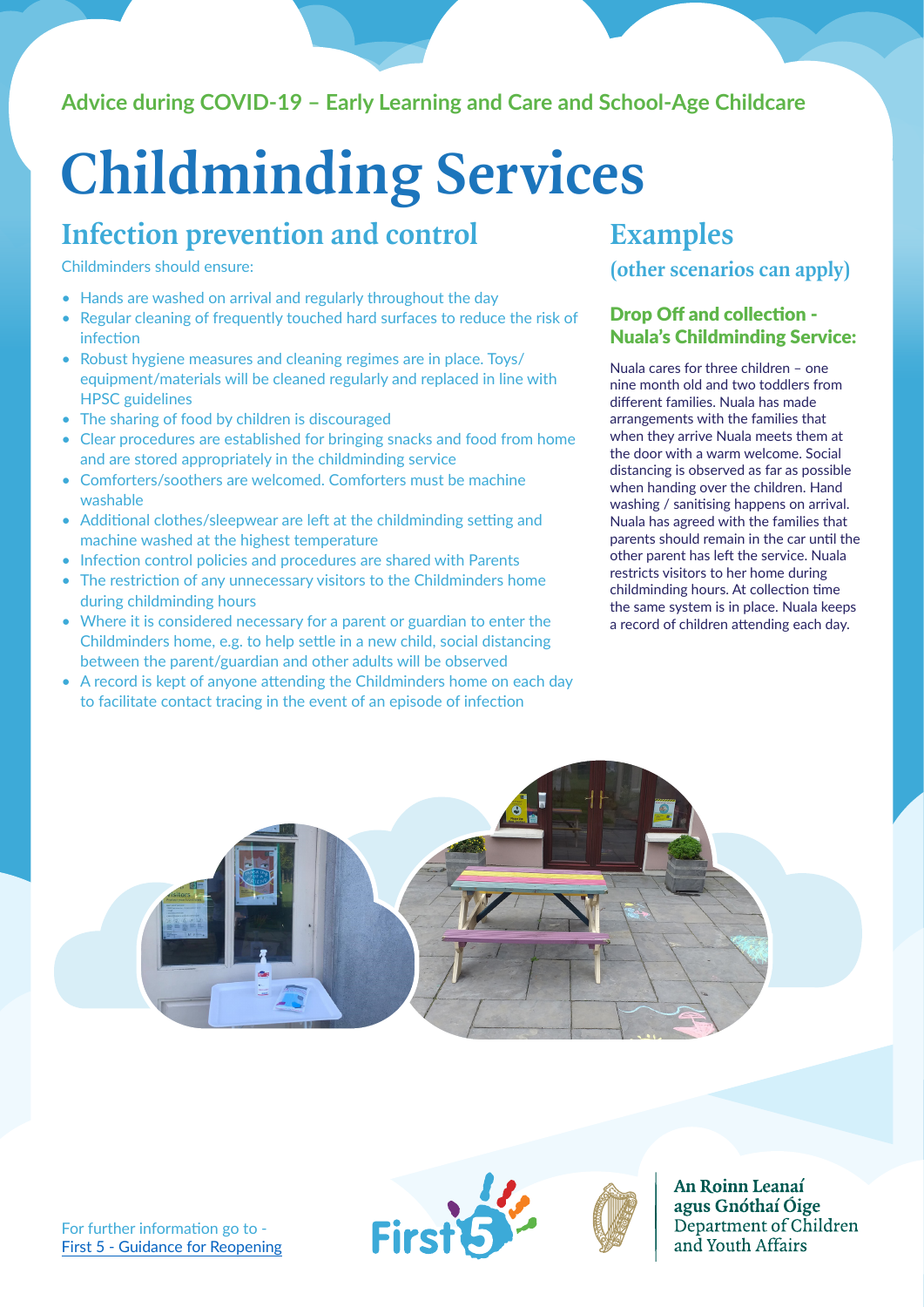Advice during COVID-19 – Early Learning and Care and School-Age Childcare

# Childminding Services

## Infection prevention and control

Childminders should ensure:

- Hands are washed on arrival and regularly throughout the day
- Regular cleaning of frequently touched hard surfaces to reduce the risk of infection
- Robust hygiene measures and cleaning regimes are in place. Toys/ equipment/materials will be cleaned regularly and replaced in line with HPSC guidelines
- The sharing of food by children is discouraged
- Clear procedures are established for bringing snacks and food from home and are stored appropriately in the childminding service
- Comforters/soothers are welcomed. Comforters must be machine washable
- Additional clothes/sleepwear are left at the childminding setting and machine washed at the highest temperature
- Infection control policies and procedures are shared with Parents
- The restriction of any unnecessary visitors to the Childminders home during childminding hours
- Where it is considered necessary for a parent or guardian to enter the Childminders home, e.g. to help settle in a new child, social distancing between the parent/guardian and other adults will be observed
- A record is kept of anyone attending the Childminders home on each day to facilitate contact tracing in the event of an episode of infection

## Examples

(other scenarios can apply)

### Drop Off and collection - Nuala's Childminding Service:

Nuala cares for three children – one nine month old and two toddlers from different families. Nuala has made arrangements with the families that when they arrive Nuala meets them at the door with a warm welcome. Social distancing is observed as far as possible when handing over the children. Hand washing / sanitising happens on arrival. Nuala has agreed with the families that parents should remain in the car until the other parent has left the service. Nuala restricts visitors to her home during childminding hours. At collection time the same system is in place. Nuala keeps a record of children attending each day.

For further information go to - First 5 - Guidance for Reopening

An Roinn Leanaí agus Gnóthaí Óige
Department of Children and Youth Affairs